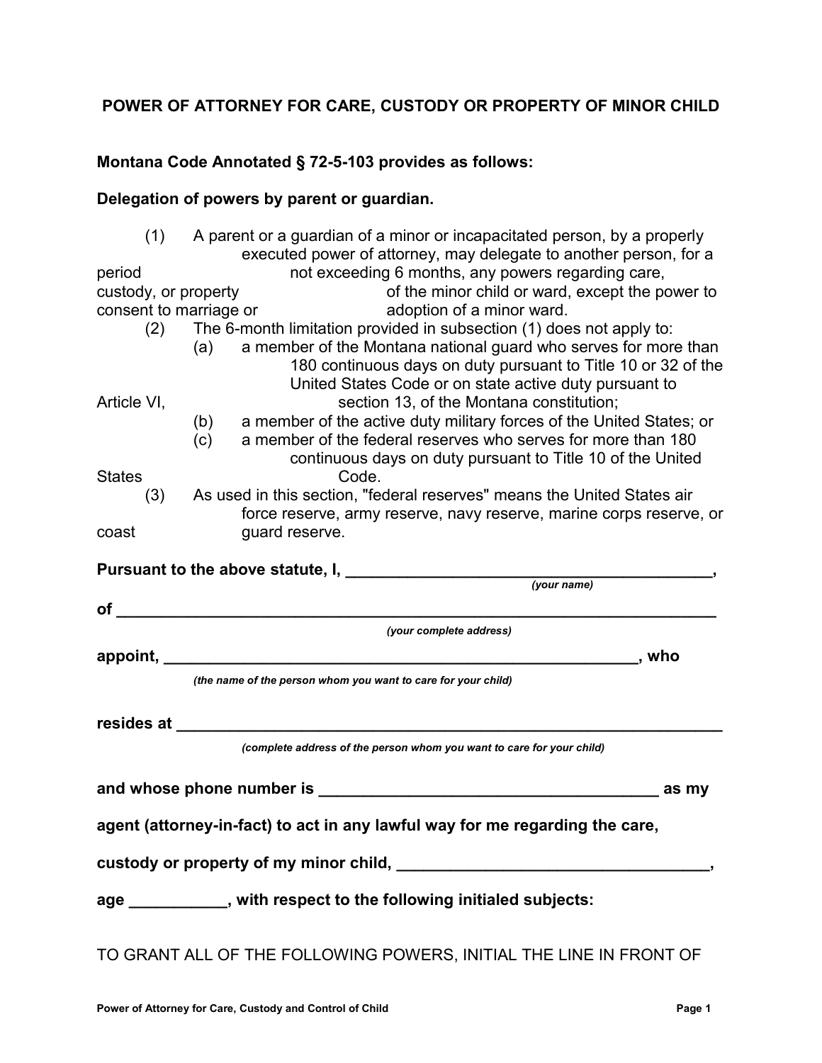# POWER OF ATTORNEY FOR CARE, CUSTODY OR PROPERTY OF MINOR CHILD

**Montana Code Annotated § 72-5-103 provides as follows:**

**Delegation of powers by parent or guardian.**

(1) A parent or a guardian of a minor or incapacitated person, by a properly executed power of attorney, may delegate to another person, for a period not exceeding 6 months, any powers regarding care, custody, or property of the minor child or ward, except the power to consent to marriage or adoption of a minor ward.

(2) The 6-month limitation provided in subsection (1) does not apply to:

(a) a member of the Montana national guard who serves for more than 180 continuous days on duty pursuant to Title 10 or 32 of the United States Code or on state active duty pursuant to Article VI, section 13, of the Montana constitution;

(b) a member of the active duty military forces of the United States; or

(c) a member of the federal reserves who serves for more than 180 continuous days on duty pursuant to Title 10 of the United States Code.

(3) As used in this section, "federal reserves" means the United States air force reserve, army reserve, navy reserve, marine corps reserve, or coast guard reserve.

**Pursuant to the above statute, I, __________________________________________,**
*(your name)*

**of ____________________________________________________________________**
*(your complete address)*

**appoint, _______________________________________________________, who**
*(the name of the person whom you want to care for your child)*

**resides at ______________________________________________________________**
*(complete address of the person whom you want to care for your child)*

**and whose phone number is _______________________________________ as my**

**agent (attorney-in-fact) to act in any lawful way for me regarding the care,**

**custody or property of my minor child, ___________________________________,**

**age ___________, with respect to the following initialed subjects:**

TO GRANT ALL OF THE FOLLOWING POWERS, INITIAL THE LINE IN FRONT OF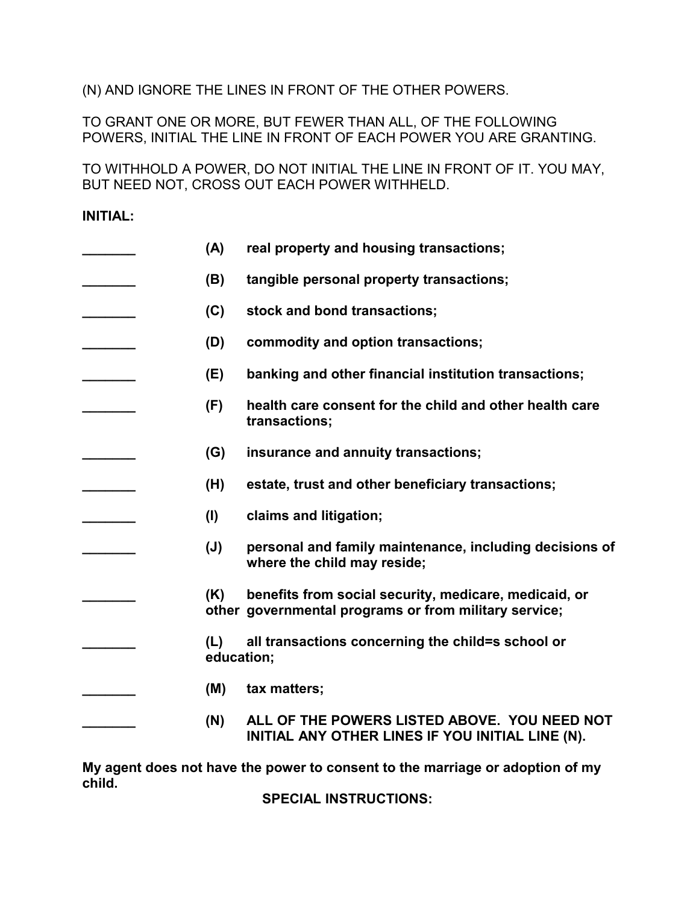(N) AND IGNORE THE LINES IN FRONT OF THE OTHER POWERS.

TO GRANT ONE OR MORE, BUT FEWER THAN ALL, OF THE FOLLOWING POWERS, INITIAL THE LINE IN FRONT OF EACH POWER YOU ARE GRANTING.

TO WITHHOLD A POWER, DO NOT INITIAL THE LINE IN FRONT OF IT. YOU MAY, BUT NEED NOT, CROSS OUT EACH POWER WITHHELD.

**INITIAL:**

_______ **(A) real property and housing transactions;**

_______ **(B) tangible personal property transactions;**

_______ **(C) stock and bond transactions;**

_______ **(D) commodity and option transactions;**

_______ **(E) banking and other financial institution transactions;**

_______ **(F) health care consent for the child and other health care transactions;**

_______ **(G) insurance and annuity transactions;**

_______ **(H) estate, trust and other beneficiary transactions;**

_______ **(I) claims and litigation;**

_______ **(J) personal and family maintenance, including decisions of where the child may reside;**

_______ **(K) benefits from social security, medicare, medicaid, or other governmental programs or from military service;**

_______ **(L) all transactions concerning the child=s school or education;**

_______ **(M) tax matters;**

_______ **(N) ALL OF THE POWERS LISTED ABOVE. YOU NEED NOT INITIAL ANY OTHER LINES IF YOU INITIAL LINE (N).**

**My agent does not have the power to consent to the marriage or adoption of my child.**

**SPECIAL INSTRUCTIONS:**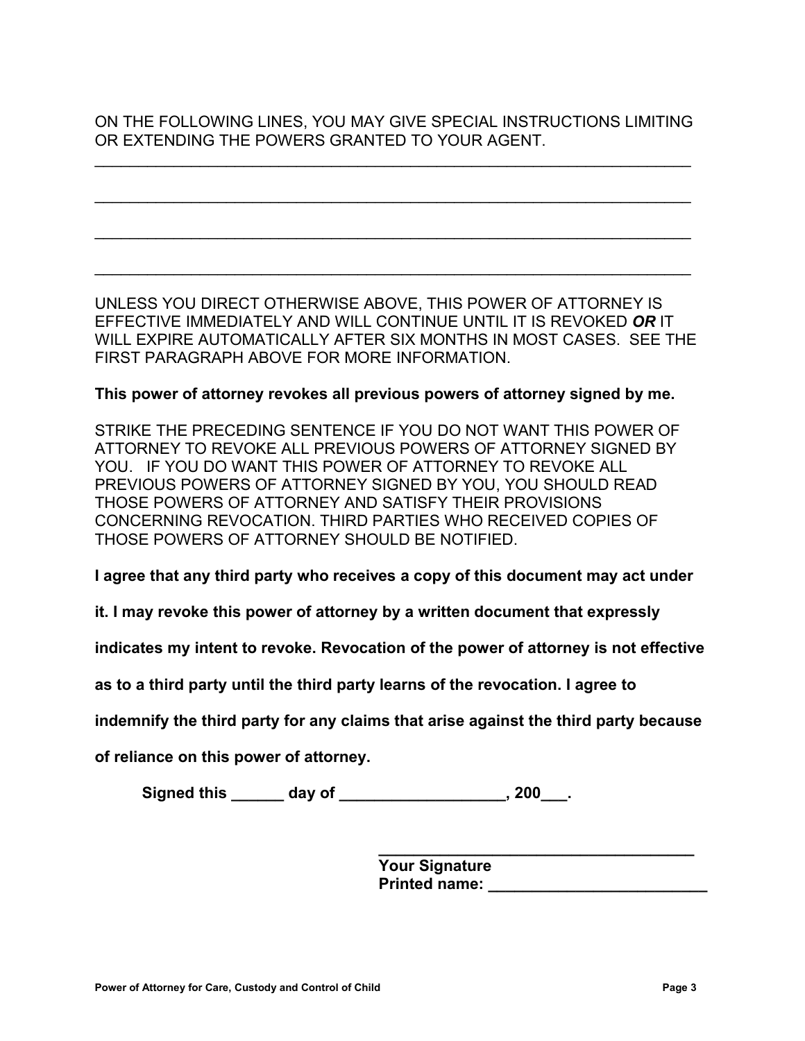ON THE FOLLOWING LINES, YOU MAY GIVE SPECIAL INSTRUCTIONS LIMITING OR EXTENDING THE POWERS GRANTED TO YOUR AGENT.

________________________________________________________________________

________________________________________________________________________

________________________________________________________________________

________________________________________________________________________

UNLESS YOU DIRECT OTHERWISE ABOVE, THIS POWER OF ATTORNEY IS EFFECTIVE IMMEDIATELY AND WILL CONTINUE UNTIL IT IS REVOKED ***OR*** IT WILL EXPIRE AUTOMATICALLY AFTER SIX MONTHS IN MOST CASES. SEE THE FIRST PARAGRAPH ABOVE FOR MORE INFORMATION.

**This power of attorney revokes all previous powers of attorney signed by me.**

STRIKE THE PRECEDING SENTENCE IF YOU DO NOT WANT THIS POWER OF ATTORNEY TO REVOKE ALL PREVIOUS POWERS OF ATTORNEY SIGNED BY YOU. IF YOU DO WANT THIS POWER OF ATTORNEY TO REVOKE ALL PREVIOUS POWERS OF ATTORNEY SIGNED BY YOU, YOU SHOULD READ THOSE POWERS OF ATTORNEY AND SATISFY THEIR PROVISIONS CONCERNING REVOCATION. THIRD PARTIES WHO RECEIVED COPIES OF THOSE POWERS OF ATTORNEY SHOULD BE NOTIFIED.

**I agree that any third party who receives a copy of this document may act under it. I may revoke this power of attorney by a written document that expressly indicates my intent to revoke. Revocation of the power of attorney is not effective as to a third party until the third party learns of the revocation. I agree to indemnify the third party for any claims that arise against the third party because of reliance on this power of attorney.**

**Signed this ______ day of __________________, 200___.**

**____________________________________**
**Your Signature**
**Printed name: ________________________**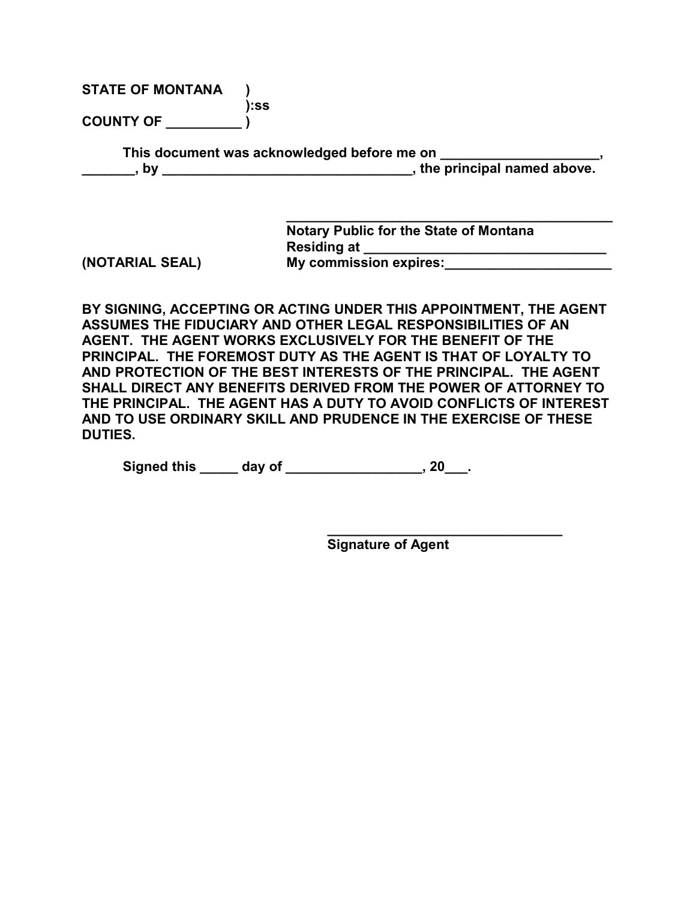**STATE OF MONTANA )**
**):ss**
**COUNTY OF __________ )**

**This document was acknowledged before me on _____________________, _______, by _________________________________, the principal named above.**

**_____________________________________________**
**Notary Public for the State of Montana**
**Residing at _________________________________**
**(NOTARIAL SEAL) My commission expires:______________________**

**BY SIGNING, ACCEPTING OR ACTING UNDER THIS APPOINTMENT, THE AGENT ASSUMES THE FIDUCIARY AND OTHER LEGAL RESPONSIBILITIES OF AN AGENT. THE AGENT WORKS EXCLUSIVELY FOR THE BENEFIT OF THE PRINCIPAL. THE FOREMOST DUTY AS THE AGENT IS THAT OF LOYALTY TO AND PROTECTION OF THE BEST INTERESTS OF THE PRINCIPAL. THE AGENT SHALL DIRECT ANY BENEFITS DERIVED FROM THE POWER OF ATTORNEY TO THE PRINCIPAL. THE AGENT HAS A DUTY TO AVOID CONFLICTS OF INTEREST AND TO USE ORDINARY SKILL AND PRUDENCE IN THE EXERCISE OF THESE DUTIES.**

**Signed this _____ day of __________________, 20___.**

**________________________________**
**Signature of Agent**